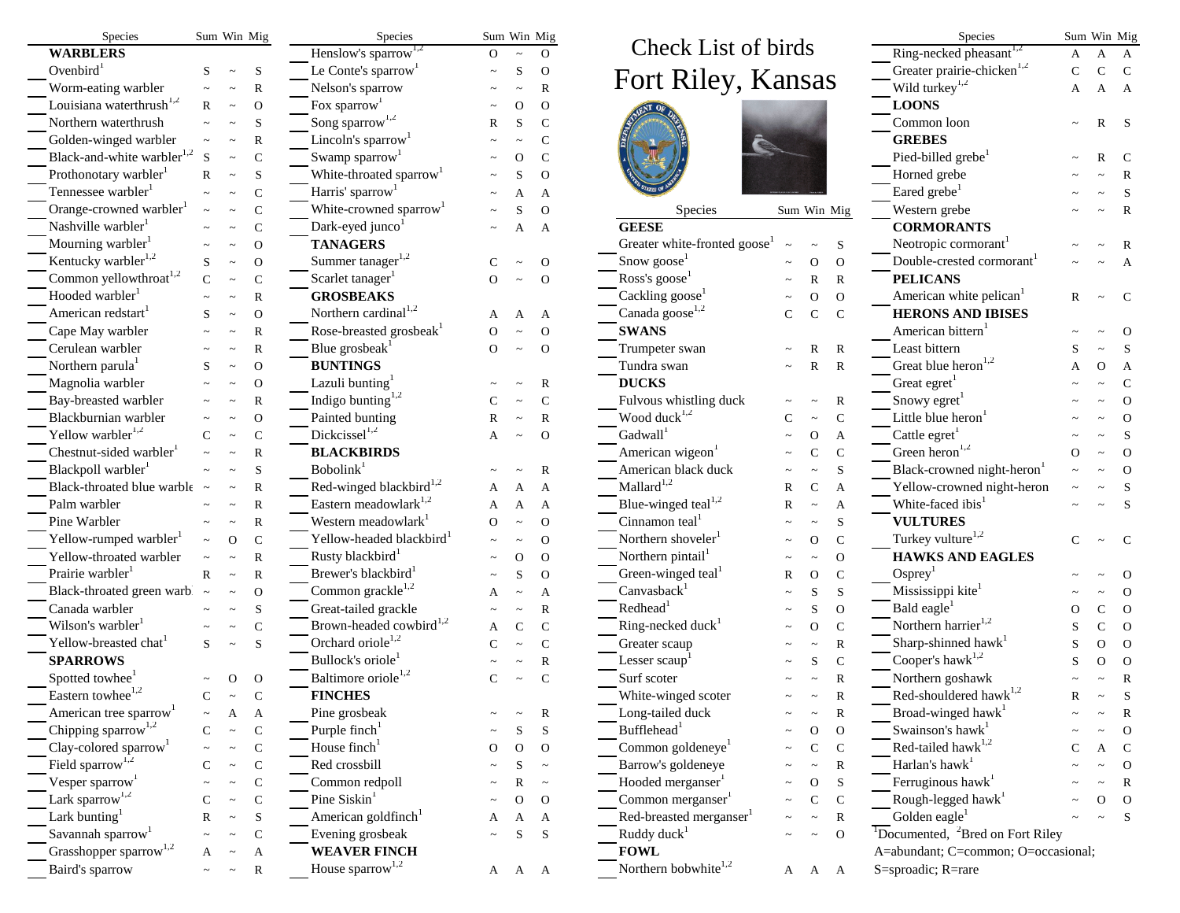# Check List of birds

# Fort Riley, Kansas

| Species | Sum | Win | Mig |
|---|---|---|---|
| **WARBLERS** | | | |
| Ovenbird[1] | S | ~ | S |
| Worm-eating warbler | ~ | ~ | R |
| Louisiana waterthrush[1,2] | R | ~ | O |
| Northern waterthrush | ~ | ~ | S |
| Golden-winged warbler | ~ | ~ | R |
| Black-and-white warbler[1,2] | S | ~ | C |
| Prothonotary warbler[1] | R | ~ | S |
| Tennessee warbler[1] | ~ | ~ | C |
| Orange-crowned warbler[1] | ~ | ~ | C |
| Nashville warbler[1] | ~ | ~ | C |
| Mourning warbler[1] | ~ | ~ | O |
| Kentucky warbler[1,2] | S | ~ | O |
| Common yellowthroat[1,2] | C | ~ | C |
| Hooded warbler[1] | ~ | ~ | R |
| American redstart[1] | S | ~ | O |
| Cape May warbler | ~ | ~ | R |
| Cerulean warbler | ~ | ~ | R |
| Northern parula[1] | S | ~ | O |
| Magnolia warbler | ~ | ~ | O |
| Bay-breasted warbler | ~ | ~ | R |
| Blackburnian warbler | ~ | ~ | O |
| Yellow warbler[1,2] | C | ~ | C |
| Chestnut-sided warbler[1] | ~ | ~ | R |
| Blackpoll warbler[1] | ~ | ~ | S |
| Black-throated blue warble | ~ | ~ | R |
| Palm warbler | ~ | ~ | R |
| Pine Warbler | ~ | ~ | R |
| Yellow-rumped warbler[1] | ~ | O | C |
| Yellow-throated warbler | ~ | ~ | R |
| Prairie warbler[1] | R | ~ | R |
| Black-throated green warb | ~ | ~ | O |
| Canada warbler | ~ | ~ | S |
| Wilson's warbler[1] | ~ | ~ | C |
| Yellow-breasted chat[1] | S | ~ | S |
| **SPARROWS** | | | |
| Spotted towhee[1] | ~ | O | O |
| Eastern towhee[1,2] | C | ~ | C |
| American tree sparrow[1] | ~ | A | A |
| Chipping sparrow[1,2] | C | ~ | C |
| Clay-colored sparrow[1] | ~ | ~ | C |
| Field sparrow[1,2] | C | ~ | C |
| Vesper sparrow[1] | ~ | ~ | C |
| Lark sparrow[1,2] | C | ~ | C |
| Lark bunting[1] | R | ~ | S |
| Savannah sparrow[1] | ~ | ~ | C |
| Grasshopper sparrow[1,2] | A | ~ | A |
| Baird's sparrow | ~ | ~ | R |
| Henslow's sparrow[1,2] | O | ~ | O |
| Le Conte's sparrow[1] | ~ | S | O |
| Nelson's sparrow | ~ | ~ | R |
| Fox sparrow[1] | ~ | O | O |
| Song sparrow[1,2] | R | S | C |
| Lincoln's sparrow[1] | ~ | ~ | C |
| Swamp sparrow[1] | ~ | O | C |
| White-throated sparrow[1] | ~ | S | O |
| Harris' sparrow[1] | ~ | A | A |
| White-crowned sparrow[1] | ~ | S | O |
| Dark-eyed junco[1] | ~ | A | A |
| **TANAGERS** | | | |
| Summer tanager[1,2] | C | ~ | O |
| Scarlet tanager[1] | O | ~ | O |
| **GROSBEAKS** | | | |
| Northern cardinal[1,2] | A | A | A |
| Rose-breasted grosbeak[1] | O | ~ | O |
| Blue grosbeak[1] | O | ~ | O |
| **BUNTINGS** | | | |
| Lazuli bunting[1] | ~ | ~ | R |
| Indigo bunting[1,2] | C | ~ | C |
| Painted bunting | R | ~ | R |
| Dickcissel[1,2] | A | ~ | O |
| **BLACKBIRDS** | | | |
| Bobolink[1] | ~ | ~ | R |
| Red-winged blackbird[1,2] | A | A | A |
| Eastern meadowlark[1,2] | A | A | A |
| Western meadowlark[1] | O | ~ | O |
| Yellow-headed blackbird[1] | ~ | ~ | O |
| Rusty blackbird[1] | ~ | O | O |
| Brewer's blackbird[1] | ~ | S | O |
| Common grackle[1,2] | A | ~ | A |
| Great-tailed grackle | ~ | ~ | R |
| Brown-headed cowbird[1,2] | A | C | C |
| Orchard oriole[1,2] | C | ~ | C |
| Bullock's oriole[1] | ~ | ~ | R |
| Baltimore oriole[1,2] | C | ~ | C |
| **FINCHES** | | | |
| Pine grosbeak | ~ | ~ | R |
| Purple finch[1] | ~ | S | S |
| House finch[1] | O | O | O |
| Red crossbill | ~ | S | ~ |
| Common redpoll | ~ | R | ~ |
| Pine Siskin[1] | ~ | O | O |
| American goldfinch[1] | A | A | A |
| Evening grosbeak | ~ | S | S |
| **WEAVER FINCH** | | | |
| House sparrow[1,2] | A | A | A |
| **GEESE** | | | |
| Greater white-fronted goose[1] | ~ | ~ | S |
| Snow goose[1] | ~ | O | O |
| Ross's goose[1] | ~ | R | R |
| Cackling goose[1] | ~ | O | O |
| Canada goose[1,2] | C | C | C |
| **SWANS** | | | |
| Trumpeter swan | ~ | R | R |
| Tundra swan | ~ | R | R |
| **DUCKS** | | | |
| Fulvous whistling duck | ~ | ~ | R |
| Wood duck[1,2] | C | ~ | C |
| Gadwall[1] | ~ | O | A |
| American wigeon[1] | ~ | C | C |
| American black duck | ~ | ~ | S |
| Mallard[1,2] | R | C | A |
| Blue-winged teal[1,2] | R | ~ | A |
| Cinnamon teal[1] | ~ | ~ | S |
| Northern shoveler[1] | ~ | O | C |
| Northern pintail[1] | ~ | ~ | O |
| Green-winged teal[1] | R | O | C |
| Canvasback[1] | ~ | S | S |
| Redhead[1] | ~ | S | O |
| Ring-necked duck[1] | ~ | O | C |
| Greater scaup | ~ | ~ | R |
| Lesser scaup[1] | ~ | S | C |
| Surf scoter | ~ | ~ | R |
| White-winged scoter | ~ | ~ | R |
| Long-tailed duck | ~ | ~ | R |
| Bufflehead[1] | ~ | O | O |
| Common goldeneye[1] | ~ | C | C |
| Barrow's goldeneye | ~ | ~ | R |
| Hooded merganser[1] | ~ | O | S |
| Common merganser[1] | ~ | C | C |
| Red-breasted merganser[1] | ~ | ~ | R |
| Ruddy duck[1] | ~ | ~ | O |
| **FOWL** | | | |
| Northern bobwhite[1,2] | A | A | A |
| Ring-necked pheasant[1,2] | A | A | A |
| Greater prairie-chicken[1,2] | C | C | C |
| Wild turkey[1,2] | A | A | A |
| **LOONS** | | | |
| Common loon | ~ | R | S |
| **GREBES** | | | |
| Pied-billed grebe[1] | ~ | R | C |
| Horned grebe | ~ | ~ | R |
| Eared grebe[1] | ~ | ~ | S |
| Western grebe | ~ | ~ | R |
| **CORMORANTS** | | | |
| Neotropic cormorant[1] | ~ | ~ | R |
| Double-crested cormorant[1] | ~ | ~ | A |
| **PELICANS** | | | |
| American white pelican[1] | R | ~ | C |
| **HERONS AND IBISES** | | | |
| American bittern[1] | ~ | ~ | O |
| Least bittern | S | ~ | S |
| Great blue heron[1,2] | A | O | A |
| Great egret[1] | ~ | ~ | C |
| Snowy egret[1] | ~ | ~ | O |
| Little blue heron[1] | ~ | ~ | O |
| Cattle egret[1] | ~ | ~ | S |
| Green heron[1,2] | O | ~ | O |
| Black-crowned night-heron[1] | ~ | ~ | O |
| Yellow-crowned night-heron | ~ | ~ | S |
| White-faced ibis[1] | ~ | ~ | S |
| **VULTURES** | | | |
| Turkey vulture[1,2] | C | ~ | C |
| **HAWKS AND EAGLES** | | | |
| Osprey[1] | ~ | ~ | O |
| Mississippi kite[1] | ~ | ~ | O |
| Bald eagle[1] | O | C | O |
| Northern harrier[1,2] | S | C | O |
| Sharp-shinned hawk[1] | S | O | O |
| Cooper's hawk[1,2] | S | O | O |
| Northern goshawk | ~ | ~ | R |
| Red-shouldered hawk[1,2] | R | ~ | S |
| Broad-winged hawk[1] | ~ | ~ | R |
| Swainson's hawk[1] | ~ | ~ | O |
| Red-tailed hawk[1,2] | C | A | C |
| Harlan's hawk[1] | ~ | ~ | O |
| Ferruginous hawk[1] | ~ | ~ | R |
| Rough-legged hawk[1] | ~ | O | O |
| Golden eagle[1] | ~ | ~ | S |

[1]Documented, [2]Bred on Fort Riley

A=abundant; C=common; O=occasional; S=sproadic; R=rare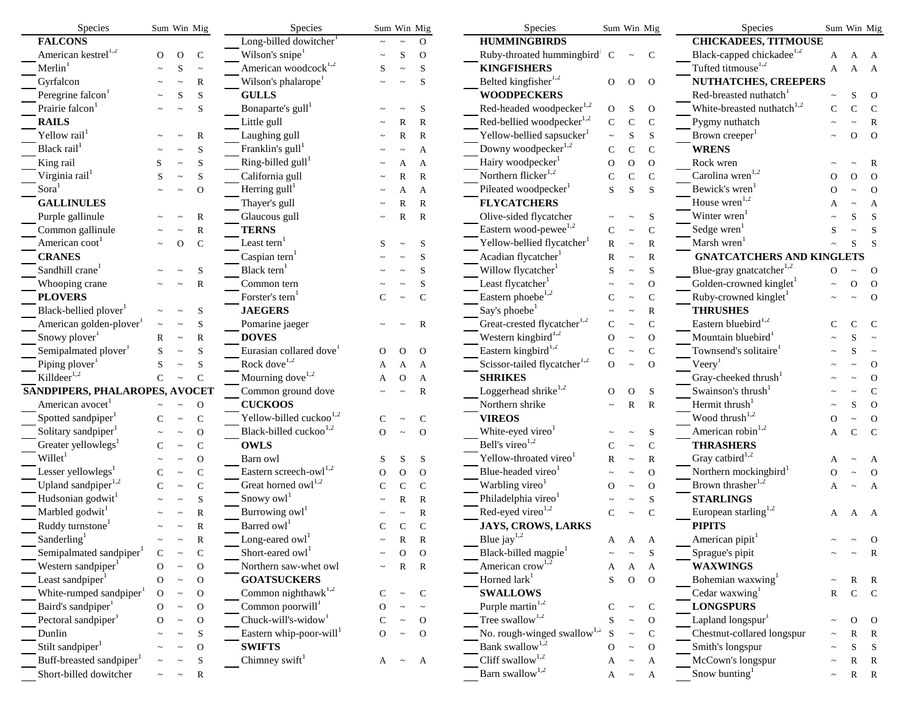| Species | Sum | Win | Mig |
|---|---|---|---|
| **FALCONS** | | | |
| American kestrel[1,2] | O | O | C |
| Merlin[1] | ~ | S | ~ |
| Gyrfalcon | ~ | ~ | R |
| Peregrine falcon[1] | ~ | S | S |
| Prairie falcon[1] | ~ | ~ | S |
| **RAILS** | | | |
| Yellow rail[1] | ~ | ~ | R |
| Black rail[1] | ~ | ~ | S |
| King rail | S | ~ | S |
| Virginia rail[1] | S | ~ | S |
| Sora[1] | ~ | ~ | O |
| **GALLINULES** | | | |
| Purple gallinule | ~ | ~ | R |
| Common gallinule | ~ | ~ | R |
| American coot[1] | ~ | O | C |
| **CRANES** | | | |
| Sandhill crane[1] | ~ | ~ | S |
| Whooping crane | ~ | ~ | R |
| **PLOVERS** | | | |
| Black-bellied plover[1] | ~ | ~ | S |
| American golden-plover[1] | ~ | ~ | S |
| Snowy plover[1] | R | ~ | R |
| Semipalmated plover[1] | S | ~ | S |
| Piping plover[1] | S | ~ | S |
| Killdeer[1,2] | C | ~ | C |
| **SANDPIPERS, PHALAROPES, AVOCET** | | | |
| American avocet[1] | ~ | ~ | O |
| Spotted sandpiper[1] | C | ~ | C |
| Solitary sandpiper[1] | ~ | ~ | O |
| Greater yellowlegs[1] | C | ~ | C |
| Willet[1] | ~ | ~ | O |
| Lesser yellowlegs[1] | C | ~ | C |
| Upland sandpiper[1,2] | C | ~ | C |
| Hudsonian godwit[1] | ~ | ~ | S |
| Marbled godwit[1] | ~ | ~ | R |
| Ruddy turnstone[1] | ~ | ~ | R |
| Sanderling[1] | ~ | ~ | R |
| Semipalmated sandpiper[1] | C | ~ | C |
| Western sandpiper[1] | O | ~ | O |
| Least sandpiper[1] | O | ~ | O |
| White-rumped sandpiper[1] | O | ~ | O |
| Baird's sandpiper[1] | O | ~ | O |
| Pectoral sandpiper[1] | O | ~ | O |
| Dunlin | ~ | ~ | S |
| Stilt sandpiper[1] | ~ | ~ | O |
| Buff-breasted sandpiper[1] | ~ | ~ | S |
| Short-billed dowitcher | ~ | ~ | R |
| Long-billed dowitcher[1] | ~ | ~ | O |
| Wilson's snipe[1] | ~ | S | O |
| American woodcock[1,2] | S | ~ | S |
| Wilson's phalarope[1] | ~ | ~ | S |
| **GULLS** | | | |
| Bonaparte's gull[1] | ~ | ~ | S |
| Little gull | ~ | R | R |
| Laughing gull | ~ | R | R |
| Franklin's gull[1] | ~ | ~ | A |
| Ring-billed gull[1] | ~ | A | A |
| California gull | ~ | R | R |
| Herring gull[1] | ~ | A | A |
| Thayer's gull | ~ | R | R |
| Glaucous gull | ~ | R | R |
| **TERNS** | | | |
| Least tern[1] | S | ~ | S |
| Caspian tern[1] | ~ | ~ | S |
| Black tern[1] | ~ | ~ | S |
| Common tern | ~ | ~ | S |
| Forster's tern[1] | C | ~ | C |
| **JAEGERS** | | | |
| Pomarine jaeger | ~ | ~ | R |
| **DOVES** | | | |
| Eurasian collared dove[1] | O | O | O |
| Rock dove[1,2] | A | A | A |
| Mourning dove[1,2] | A | O | A |
| Common ground dove | ~ | ~ | R |
| **CUCKOOS** | | | |
| Yellow-billed cuckoo[1,2] | C | ~ | C |
| Black-billed cuckoo[1,2] | O | ~ | O |
| **OWLS** | | | |
| Barn owl | S | S | S |
| Eastern screech-owl[1,2] | O | O | O |
| Great horned owl[1,2] | C | C | C |
| Snowy owl[1] | ~ | R | R |
| Burrowing owl[1] | ~ | ~ | R |
| Barred owl[1] | C | C | C |
| Long-eared owl[1] | ~ | R | R |
| Short-eared owl[1] | ~ | O | O |
| Northern saw-whet owl | ~ | R | R |
| **GOATSUCKERS** | | | |
| Common nighthawk[1,2] | C | ~ | C |
| Common poorwill[1] | O | ~ | ~ |
| Chuck-will's-widow[1] | C | ~ | O |
| Eastern whip-poor-will[1] | O | ~ | O |
| **SWIFTS** | | | |
| Chimney swift[1] | A | ~ | A |
| **HUMMINGBIRDS** | | | |
| Ruby-throated hummingbird[1] | C | ~ | C |
| **KINGFISHERS** | | | |
| Belted kingfisher[1,2] | O | O | O |
| **WOODPECKERS** | | | |
| Red-headed woodpecker[1,2] | O | S | O |
| Red-bellied woodpecker[1,2] | C | C | C |
| Yellow-bellied sapsucker[1] | ~ | S | S |
| Downy woodpecker[1,2] | C | C | C |
| Hairy woodpecker[1] | O | O | O |
| Northern flicker[1,2] | C | C | C |
| Pileated woodpecker[1] | S | S | S |
| **FLYCATCHERS** | | | |
| Olive-sided flycatcher | ~ | ~ | S |
| Eastern wood-pewee[1,2] | C | ~ | C |
| Yellow-bellied flycatcher[1] | R | ~ | R |
| Acadian flycatcher[1] | R | ~ | R |
| Willow flycatcher[1] | S | ~ | S |
| Least flycatcher[1] | ~ | ~ | O |
| Eastern phoebe[1,2] | C | ~ | C |
| Say's phoebe[1] | ~ | ~ | R |
| Great-crested flycatcher[1,2] | C | ~ | C |
| Western kingbird[1,2] | O | ~ | O |
| Eastern kingbird[1,2] | C | ~ | C |
| Scissor-tailed flycatcher[1,2] | O | ~ | O |
| **SHRIKES** | | | |
| Loggerhead shrike[1,2] | O | O | S |
| Northern shrike | ~ | R | R |
| **VIREOS** | | | |
| White-eyed vireo[1] | ~ | ~ | S |
| Bell's vireo[1,2] | C | ~ | C |
| Yellow-throated vireo[1] | R | ~ | R |
| Blue-headed vireo[1] | ~ | ~ | O |
| Warbling vireo[1] | O | ~ | O |
| Philadelphia vireo[1] | ~ | ~ | S |
| Red-eyed vireo[1,2] | C | ~ | C |
| **JAYS, CROWS, LARKS** | | | |
| Blue jay[1,2] | A | A | A |
| Black-billed magpie[1] | ~ | ~ | S |
| American crow[1,2] | A | A | A |
| Horned lark[1] | S | O | O |
| **SWALLOWS** | | | |
| Purple martin[1,2] | C | ~ | C |
| Tree swallow[1,2] | S | ~ | O |
| No. rough-winged swallow[1,2] | S | ~ | C |
| Bank swallow[1,2] | O | ~ | O |
| Cliff swallow[1,2] | A | ~ | A |
| Barn swallow[1,2] | A | ~ | A |
| **CHICKADEES, TITMOUSE** | | | |
| Black-capped chickadee[1,2] | A | A | A |
| Tufted titmouse[1,2] | A | A | A |
| **NUTHATCHES, CREEPERS** | | | |
| Red-breasted nuthatch[1] | ~ | S | O |
| White-breasted nuthatch[1,2] | C | C | C |
| Pygmy nuthatch | ~ | ~ | R |
| Brown creeper[1] | ~ | O | O |
| **WRENS** | | | |
| Rock wren | ~ | ~ | R |
| Carolina wren[1,2] | O | O | O |
| Bewick's wren[1] | O | ~ | O |
| House wren[1,2] | A | ~ | A |
| Winter wren[1] | ~ | S | S |
| Sedge wren[1] | S | ~ | S |
| Marsh wren[1] | ~ | S | S |
| **GNATCATCHERS AND KINGLETS** | | | |
| Blue-gray gnatcatcher[1,2] | O | ~ | O |
| Golden-crowned kinglet[1] | ~ | O | O |
| Ruby-crowned kinglet[1] | ~ | ~ | O |
| **THRUSHES** | | | |
| Eastern bluebird[1,2] | C | C | C |
| Mountain bluebird[1] | ~ | S | ~ |
| Townsend's solitaire[1] | ~ | S | ~ |
| Veery[1] | ~ | ~ | O |
| Gray-cheeked thrush[1] | ~ | ~ | O |
| Swainson's thrush[1] | ~ | ~ | C |
| Hermit thrush[1] | ~ | S | O |
| Wood thrush[1,2] | O | ~ | O |
| American robin[1,2] | A | C | C |
| **THRASHERS** | | | |
| Gray catbird[1,2] | A | ~ | A |
| Northern mockingbird[1] | O | ~ | O |
| Brown thrasher[1,2] | A | ~ | A |
| **STARLINGS** | | | |
| European starling[1,2] | A | A | A |
| **PIPITS** | | | |
| American pipit[1] | ~ | ~ | O |
| Sprague's pipit | ~ | ~ | R |
| **WAXWINGS** | | | |
| Bohemian waxwing[1] | ~ | R | R |
| Cedar waxwing[1] | R | C | C |
| **LONGSPURS** | | | |
| Lapland longspur[1] | ~ | O | O |
| Chestnut-collared longspur | ~ | R | R |
| Smith's longspur | ~ | S | S |
| McCown's longspur | ~ | R | R |
| Snow bunting[1] | ~ | R | R |